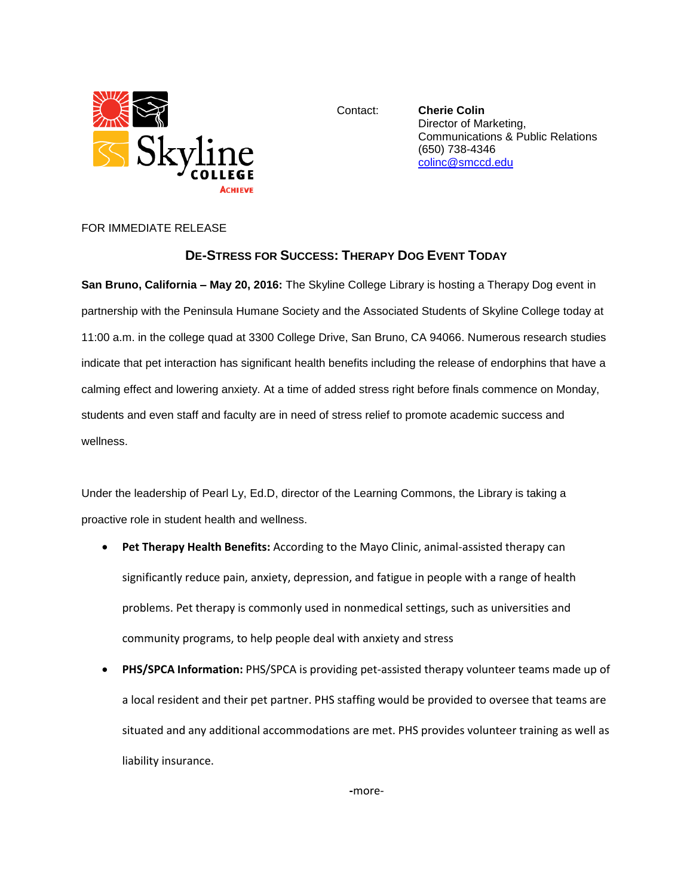Skyline COLLEGE ACHIEVE

Contact: **Cherie Colin**
Director of Marketing,
Communications & Public Relations
(650) 738-4346
colinc@smccd.edu

FOR IMMEDIATE RELEASE

## De-Stress for Success: Therapy Dog Event Today

**San Bruno, California – May 20, 2016:** The Skyline College Library is hosting a Therapy Dog event in partnership with the Peninsula Humane Society and the Associated Students of Skyline College today at 11:00 a.m. in the college quad at 3300 College Drive, San Bruno, CA 94066. Numerous research studies indicate that pet interaction has significant health benefits including the release of endorphins that have a calming effect and lowering anxiety. At a time of added stress right before finals commence on Monday, students and even staff and faculty are in need of stress relief to promote academic success and wellness.

Under the leadership of Pearl Ly, Ed.D, director of the Learning Commons, the Library is taking a proactive role in student health and wellness.

- **Pet Therapy Health Benefits:** According to the Mayo Clinic, animal-assisted therapy can significantly reduce pain, anxiety, depression, and fatigue in people with a range of health problems. Pet therapy is commonly used in nonmedical settings, such as universities and community programs, to help people deal with anxiety and stress
- **PHS/SPCA Information:** PHS/SPCA is providing pet-assisted therapy volunteer teams made up of a local resident and their pet partner. PHS staffing would be provided to oversee that teams are situated and any additional accommodations are met. PHS provides volunteer training as well as liability insurance.

-more-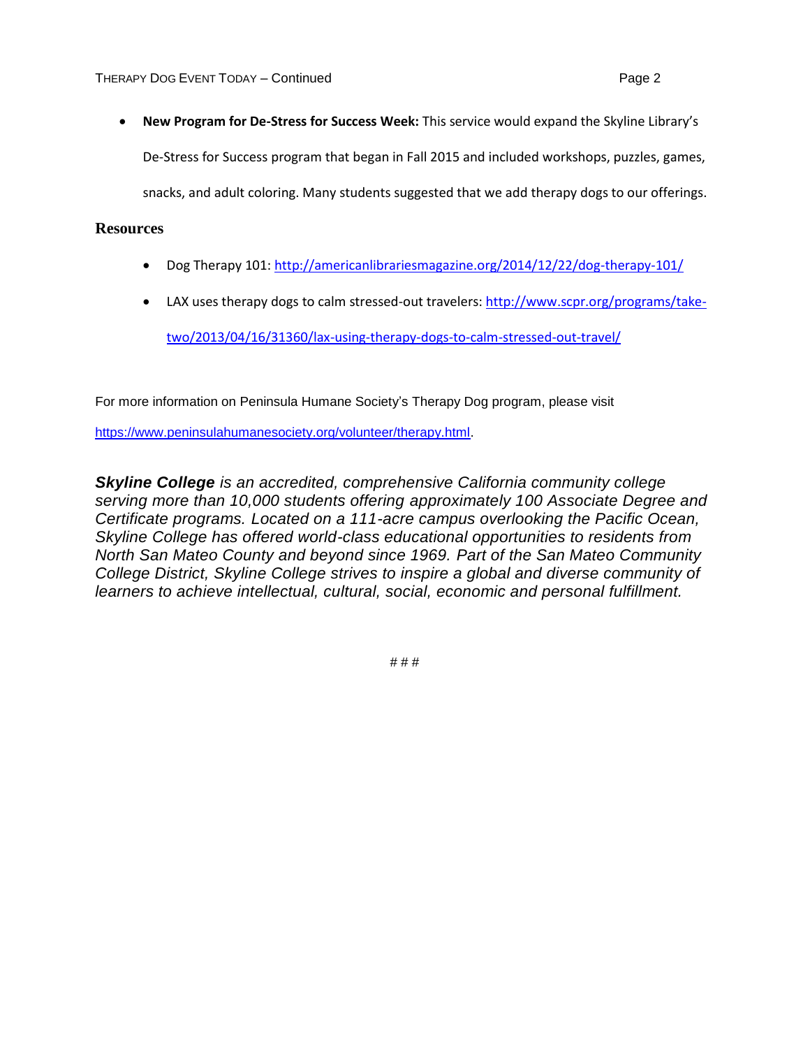- **New Program for De-Stress for Success Week:** This service would expand the Skyline Library's De-Stress for Success program that began in Fall 2015 and included workshops, puzzles, games, snacks, and adult coloring. Many students suggested that we add therapy dogs to our offerings.

## Resources

- Dog Therapy 101: http://americanlibrariesmagazine.org/2014/12/22/dog-therapy-101/
- LAX uses therapy dogs to calm stressed-out travelers: http://www.scpr.org/programs/take-two/2013/04/16/31360/lax-using-therapy-dogs-to-calm-stressed-out-travel/

For more information on Peninsula Humane Society's Therapy Dog program, please visit https://www.peninsulahumanesociety.org/volunteer/therapy.html.

***Skyline College** is an accredited, comprehensive California community college serving more than 10,000 students offering approximately 100 Associate Degree and Certificate programs. Located on a 111-acre campus overlooking the Pacific Ocean, Skyline College has offered world-class educational opportunities to residents from North San Mateo County and beyond since 1969. Part of the San Mateo Community College District, Skyline College strives to inspire a global and diverse community of learners to achieve intellectual, cultural, social, economic and personal fulfillment.*

# # #